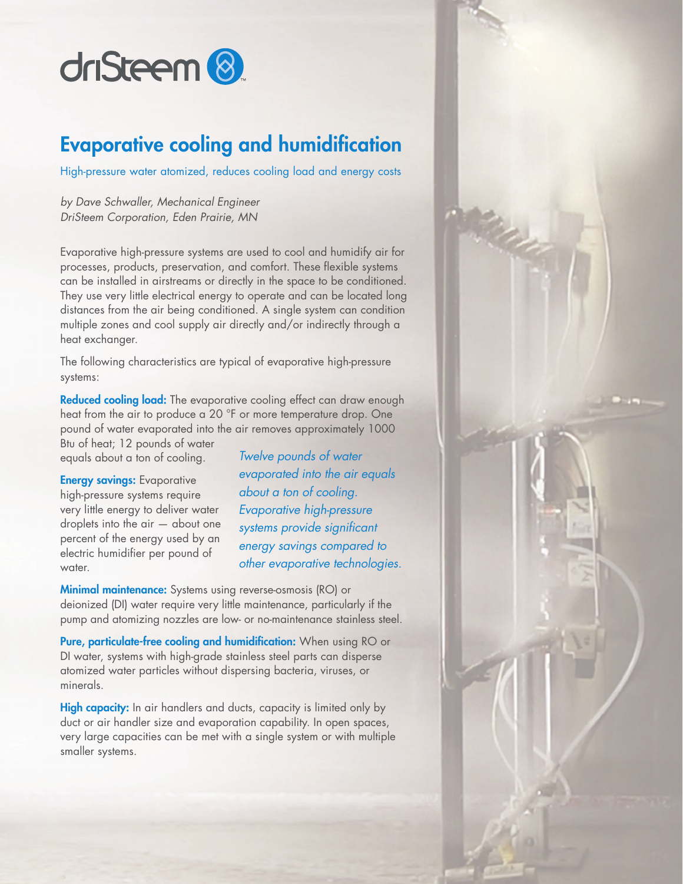driSteem

# Evaporative cooling and humidification

High-pressure water atomized, reduces cooling load and energy costs

*by Dave Schwaller, Mechanical Engineer*
*DriSteem Corporation, Eden Prairie, MN*

Evaporative high-pressure systems are used to cool and humidify air for processes, products, preservation, and comfort. These flexible systems can be installed in airstreams or directly in the space to be conditioned. They use very little electrical energy to operate and can be located long distances from the air being conditioned. A single system can condition multiple zones and cool supply air directly and/or indirectly through a heat exchanger.

The following characteristics are typical of evaporative high-pressure systems:

**Reduced cooling load:** The evaporative cooling effect can draw enough heat from the air to produce a 20 °F or more temperature drop. One pound of water evaporated into the air removes approximately 1000 Btu of heat; 12 pounds of water equals about a ton of cooling.

*Twelve pounds of water evaporated into the air equals about a ton of cooling. Evaporative high-pressure systems provide significant energy savings compared to other evaporative technologies.*

**Energy savings:** Evaporative high-pressure systems require very little energy to deliver water droplets into the air — about one percent of the energy used by an electric humidifier per pound of water.

**Minimal maintenance:** Systems using reverse-osmosis (RO) or deionized (DI) water require very little maintenance, particularly if the pump and atomizing nozzles are low- or no-maintenance stainless steel.

**Pure, particulate-free cooling and humidification:** When using RO or DI water, systems with high-grade stainless steel parts can disperse atomized water particles without dispersing bacteria, viruses, or minerals.

**High capacity:** In air handlers and ducts, capacity is limited only by duct or air handler size and evaporation capability. In open spaces, very large capacities can be met with a single system or with multiple smaller systems.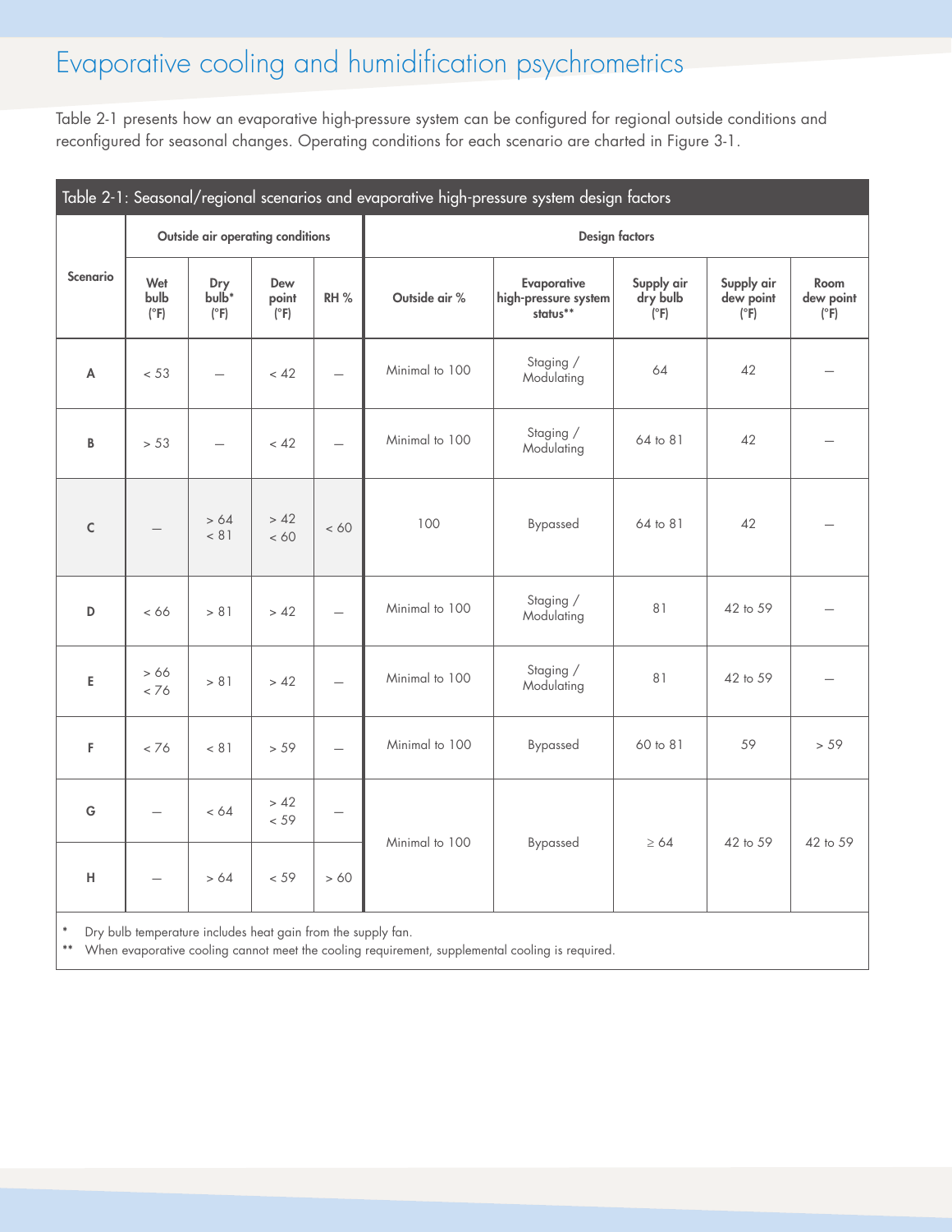# Evaporative cooling and humidification psychrometrics

Table 2-1 presents how an evaporative high-pressure system can be configured for regional outside conditions and reconfigured for seasonal changes. Operating conditions for each scenario are charted in Figure 3-1.

Table 2-1: Seasonal/regional scenarios and evaporative high-pressure system design factors

| Scenario | Outside air operating conditions | | | | Design factors | | | | |
|---|---|---|---|---|---|---|---|---|---|
| | Wet bulb (°F) | Dry bulb* (°F) | Dew point (°F) | RH % | Outside air % | Evaporative high-pressure system status** | Supply air dry bulb (°F) | Supply air dew point (°F) | Room dew point (°F) |
| A | < 53 | — | < 42 | — | Minimal to 100 | Staging / Modulating | 64 | 42 | — |
| B | > 53 | — | < 42 | — | Minimal to 100 | Staging / Modulating | 64 to 81 | 42 | — |
| C | — | > 64 < 81 | > 42 < 60 | < 60 | 100 | Bypassed | 64 to 81 | 42 | — |
| D | < 66 | > 81 | > 42 | — | Minimal to 100 | Staging / Modulating | 81 | 42 to 59 | — |
| E | > 66 < 76 | > 81 | > 42 | — | Minimal to 100 | Staging / Modulating | 81 | 42 to 59 | — |
| F | < 76 | < 81 | > 59 | — | Minimal to 100 | Bypassed | 60 to 81 | 59 | > 59 |
| G | — | < 64 | > 42 < 59 | — | Minimal to 100 | Bypassed | ≥ 64 | 42 to 59 | 42 to 59 |
| H | — | > 64 | < 59 | > 60 | | | | | |

\* Dry bulb temperature includes heat gain from the supply fan.

\*\* When evaporative cooling cannot meet the cooling requirement, supplemental cooling is required.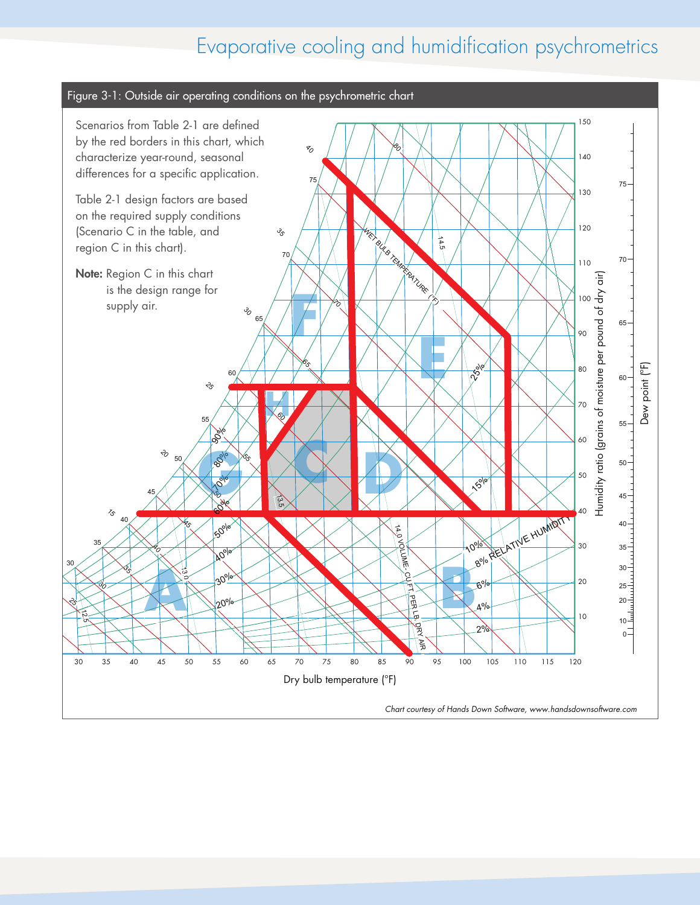# Evaporative cooling and humidification psychrometrics

Figure 3-1: Outside air operating conditions on the psychrometric chart

Scenarios from Table 2-1 are defined by the red borders in this chart, which characterize year-round, seasonal differences for a specific application.

Table 2-1 design factors are based on the required supply conditions (Scenario C in the table, and region C in this chart).

**Note:** Region C in this chart is the design range for supply air.

*Chart courtesy of Hands Down Software, www.handsdownsoftware.com*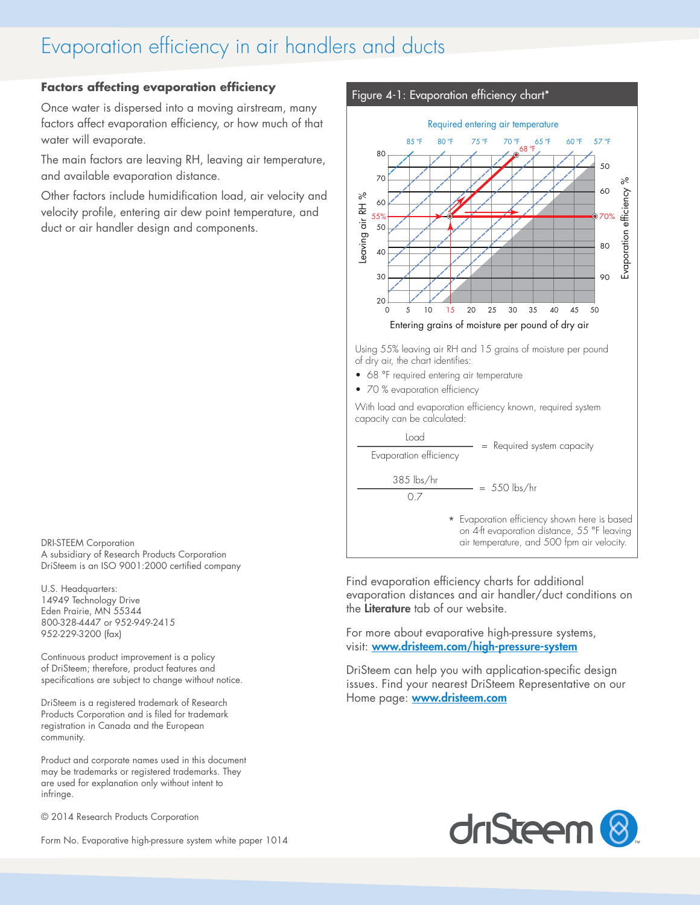# Evaporation efficiency in air handlers and ducts

### Factors affecting evaporation efficiency

Once water is dispersed into a moving airstream, many factors affect evaporation efficiency, or how much of that water will evaporate.

The main factors are leaving RH, leaving air temperature, and available evaporation distance.

Other factors include humidification load, air velocity and velocity profile, entering air dew point temperature, and duct or air handler design and components.

**Figure 4-1: Evaporation efficiency chart***

Required entering air temperature

85 °F 80 °F 75 °F 70 °F 68 °F 65 °F 60 °F 57 °F

Leaving air RH %

80 70 60 55% 50 40 30 20

Evaporation efficiency %

50 60 70% 80 90

0 5 10 15 20 25 30 35 40 45 50

Entering grains of moisture per pound of dry air

Using 55% leaving air RH and 15 grains of moisture per pound of dry air, the chart identifies:

- 68 °F required entering air temperature
- 70 % evaporation efficiency

With load and evaporation efficiency known, required system capacity can be calculated:

$$\frac{\text{Load}}{\text{Evaporation efficiency}} = \text{Required system capacity}$$

$$\frac{385 \text{ lbs/hr}}{0.7} = 550 \text{ lbs/hr}$$

\* Evaporation efficiency shown here is based on 4-ft evaporation distance, 55 °F leaving air temperature, and 500 fpm air velocity.

Find evaporation efficiency charts for additional evaporation distances and air handler/duct conditions on the **Literature** tab of our website.

For more about evaporative high-pressure systems, visit: **www.dristeem.com/high-pressure-system**

DriSteem can help you with application-specific design issues. Find your nearest DriSteem Representative on our Home page: **www.dristeem.com**

DRI-STEEM Corporation
A subsidiary of Research Products Corporation
DriSteem is an ISO 9001:2000 certified company

U.S. Headquarters:
14949 Technology Drive
Eden Prairie, MN 55344
800-328-4447 or 952-949-2415
952-229-3200 (fax)

Continuous product improvement is a policy of DriSteem; therefore, product features and specifications are subject to change without notice.

DriSteem is a registered trademark of Research Products Corporation and is filed for trademark registration in Canada and the European community.

Product and corporate names used in this document may be trademarks or registered trademarks. They are used for explanation only without intent to infringe.

© 2014 Research Products Corporation

Form No. Evaporative high-pressure system white paper 1014

driSteem